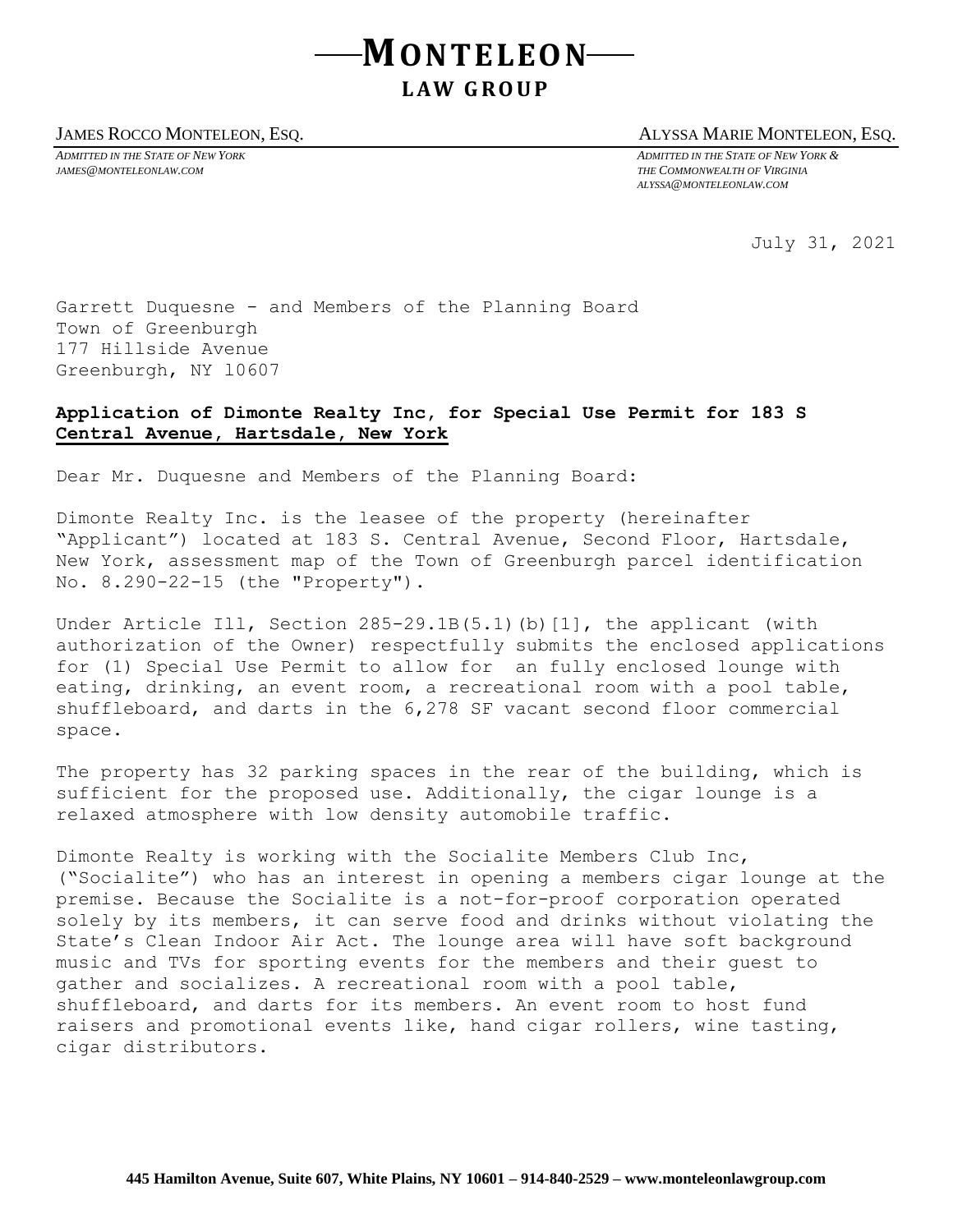# MONTELEON
## LAW GROUP

JAMES ROCCO MONTELEON, ESQ.
*ADMITTED IN THE STATE OF NEW YORK*
*JAMES@MONTELEONLAW.COM*

ALYSSA MARIE MONTELEON, ESQ.
*ADMITTED IN THE STATE OF NEW YORK &*
*THE COMMONWEALTH OF VIRGINIA*
*ALYSSA@MONTELEONLAW.COM*

July 31, 2021

Garrett Duquesne - and Members of the Planning Board
Town of Greenburgh
177 Hillside Avenue
Greenburgh, NY l0607

**Application of Dimonte Realty Inc, for Special Use Permit for 183 S Central Avenue, Hartsdale, New York**

Dear Mr. Duquesne and Members of the Planning Board:

Dimonte Realty Inc. is the leasee of the property (hereinafter "Applicant") located at 183 S. Central Avenue, Second Floor, Hartsdale, New York, assessment map of the Town of Greenburgh parcel identification No. 8.290-22-15 (the "Property").

Under Article Ill, Section 285-29.1B(5.1)(b)[1], the applicant (with authorization of the Owner) respectfully submits the enclosed applications for (1) Special Use Permit to allow for an fully enclosed lounge with eating, drinking, an event room, a recreational room with a pool table, shuffleboard, and darts in the 6,278 SF vacant second floor commercial space.

The property has 32 parking spaces in the rear of the building, which is sufficient for the proposed use. Additionally, the cigar lounge is a relaxed atmosphere with low density automobile traffic.

Dimonte Realty is working with the Socialite Members Club Inc, ("Socialite") who has an interest in opening a members cigar lounge at the premise. Because the Socialite is a not-for-proof corporation operated solely by its members, it can serve food and drinks without violating the State's Clean Indoor Air Act. The lounge area will have soft background music and TVs for sporting events for the members and their guest to gather and socializes. A recreational room with a pool table, shuffleboard, and darts for its members. An event room to host fund raisers and promotional events like, hand cigar rollers, wine tasting, cigar distributors.

**445 Hamilton Avenue, Suite 607, White Plains, NY 10601 – 914-840-2529 – www.monteleonlawgroup.com**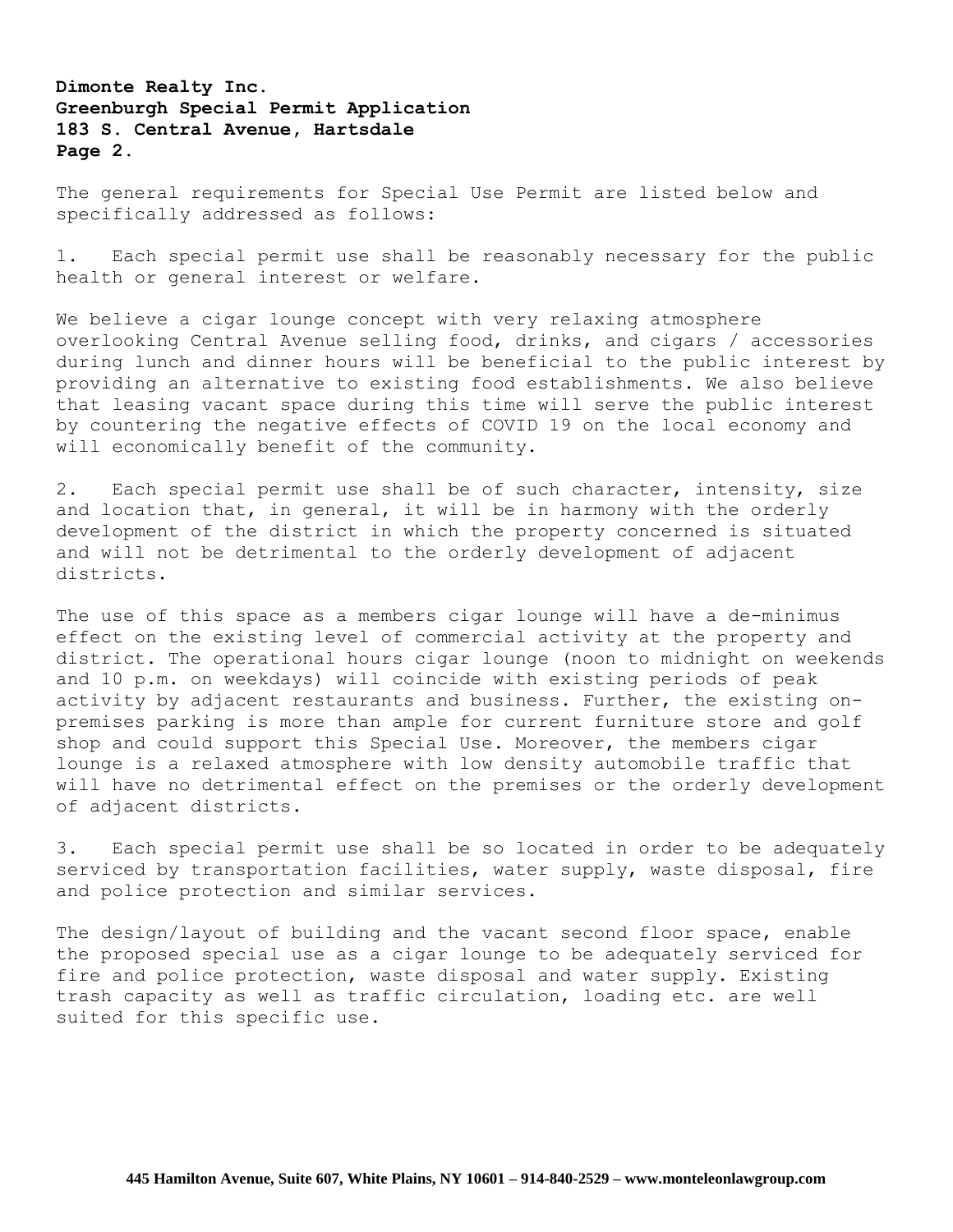**Dimonte Realty Inc.**
**Greenburgh Special Permit Application**
**183 S. Central Avenue, Hartsdale**
**Page 2.**

The general requirements for Special Use Permit are listed below and specifically addressed as follows:

1. Each special permit use shall be reasonably necessary for the public health or general interest or welfare.

We believe a cigar lounge concept with very relaxing atmosphere overlooking Central Avenue selling food, drinks, and cigars / accessories during lunch and dinner hours will be beneficial to the public interest by providing an alternative to existing food establishments. We also believe that leasing vacant space during this time will serve the public interest by countering the negative effects of COVID 19 on the local economy and will economically benefit of the community.

2. Each special permit use shall be of such character, intensity, size and location that, in general, it will be in harmony with the orderly development of the district in which the property concerned is situated and will not be detrimental to the orderly development of adjacent districts.

The use of this space as a members cigar lounge will have a de-minimus effect on the existing level of commercial activity at the property and district. The operational hours cigar lounge (noon to midnight on weekends and 10 p.m. on weekdays) will coincide with existing periods of peak activity by adjacent restaurants and business. Further, the existing on-premises parking is more than ample for current furniture store and golf shop and could support this Special Use. Moreover, the members cigar lounge is a relaxed atmosphere with low density automobile traffic that will have no detrimental effect on the premises or the orderly development of adjacent districts.

3. Each special permit use shall be so located in order to be adequately serviced by transportation facilities, water supply, waste disposal, fire and police protection and similar services.

The design/layout of building and the vacant second floor space, enable the proposed special use as a cigar lounge to be adequately serviced for fire and police protection, waste disposal and water supply. Existing trash capacity as well as traffic circulation, loading etc. are well suited for this specific use.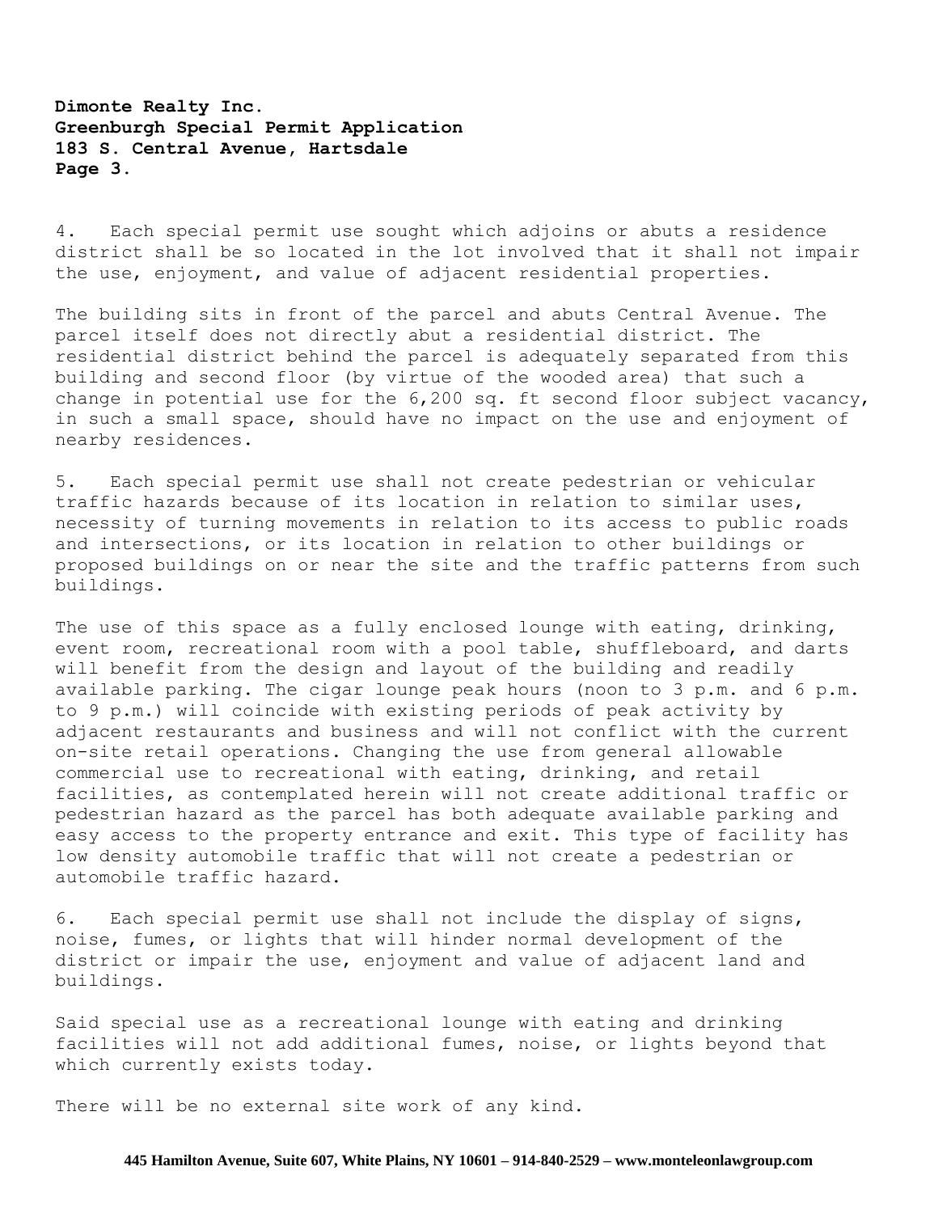4. Each special permit use sought which adjoins or abuts a residence district shall be so located in the lot involved that it shall not impair the use, enjoyment, and value of adjacent residential properties.

The building sits in front of the parcel and abuts Central Avenue. The parcel itself does not directly abut a residential district. The residential district behind the parcel is adequately separated from this building and second floor (by virtue of the wooded area) that such a change in potential use for the 6,200 sq. ft second floor subject vacancy, in such a small space, should have no impact on the use and enjoyment of nearby residences.

5. Each special permit use shall not create pedestrian or vehicular traffic hazards because of its location in relation to similar uses, necessity of turning movements in relation to its access to public roads and intersections, or its location in relation to other buildings or proposed buildings on or near the site and the traffic patterns from such buildings.

The use of this space as a fully enclosed lounge with eating, drinking, event room, recreational room with a pool table, shuffleboard, and darts will benefit from the design and layout of the building and readily available parking. The cigar lounge peak hours (noon to 3 p.m. and 6 p.m. to 9 p.m.) will coincide with existing periods of peak activity by adjacent restaurants and business and will not conflict with the current on-site retail operations. Changing the use from general allowable commercial use to recreational with eating, drinking, and retail facilities, as contemplated herein will not create additional traffic or pedestrian hazard as the parcel has both adequate available parking and easy access to the property entrance and exit. This type of facility has low density automobile traffic that will not create a pedestrian or automobile traffic hazard.

6. Each special permit use shall not include the display of signs, noise, fumes, or lights that will hinder normal development of the district or impair the use, enjoyment and value of adjacent land and buildings.

Said special use as a recreational lounge with eating and drinking facilities will not add additional fumes, noise, or lights beyond that which currently exists today.

There will be no external site work of any kind.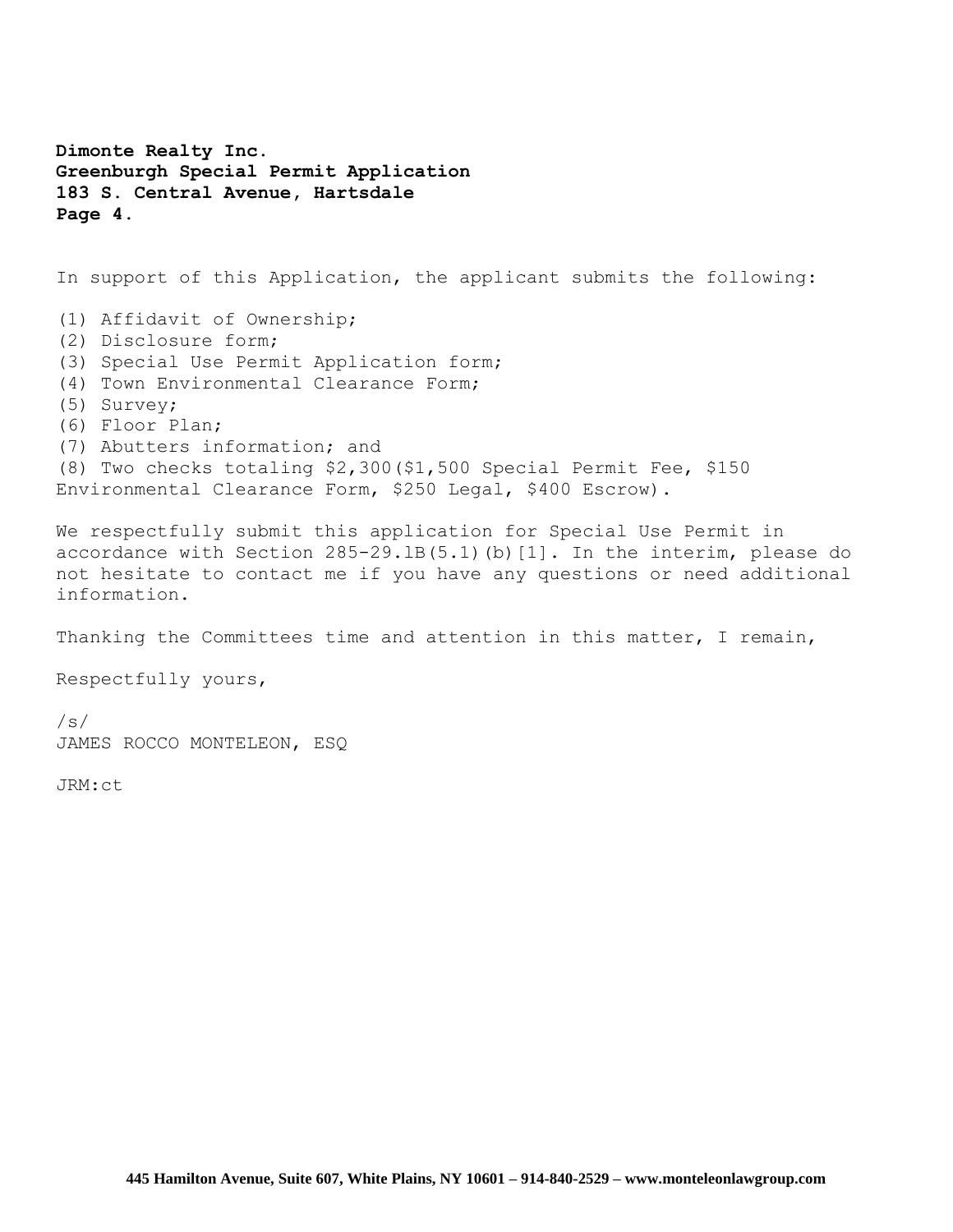In support of this Application, the applicant submits the following:

(1) Affidavit of Ownership;
(2) Disclosure form;
(3) Special Use Permit Application form;
(4) Town Environmental Clearance Form;
(5) Survey;
(6) Floor Plan;
(7) Abutters information; and
(8) Two checks totaling $2,300($1,500 Special Permit Fee, $150 Environmental Clearance Form, $250 Legal, $400 Escrow).

We respectfully submit this application for Special Use Permit in accordance with Section 285-29.lB(5.1)(b)[1]. In the interim, please do not hesitate to contact me if you have any questions or need additional information.

Thanking the Committees time and attention in this matter, I remain,

Respectfully yours,

/s/
JAMES ROCCO MONTELEON, ESQ

JRM:ct